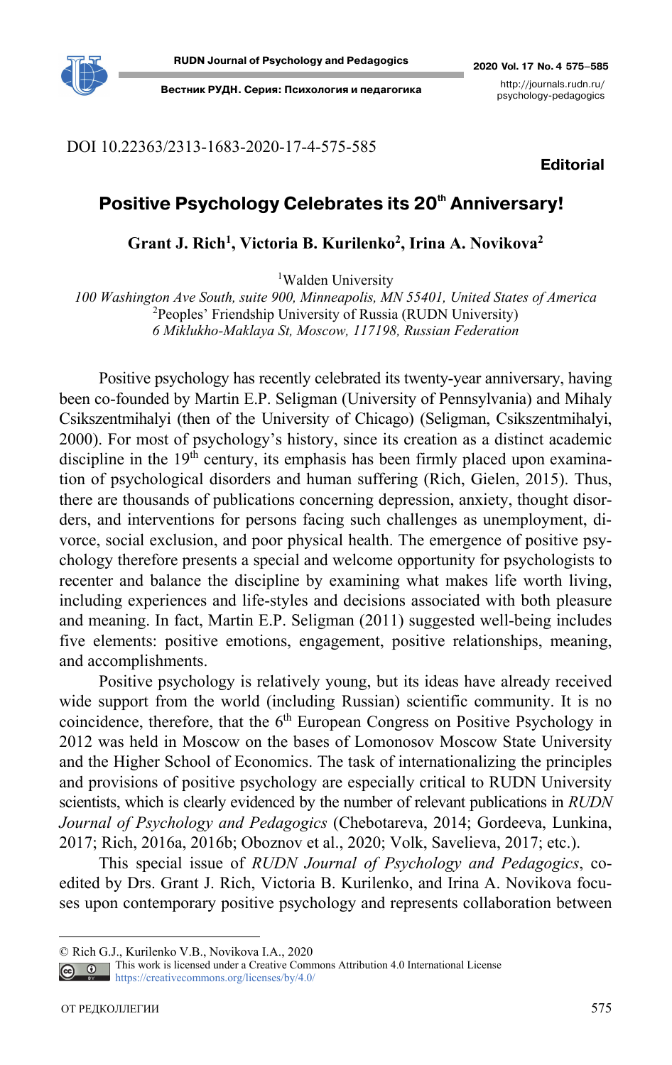DOI 10.22363/2313-1683-2020-17-4-575-585

**Editorial**

# Positive Psychology Celebrates its 20th Anniversary!

**Grant J. Rich[1], Victoria B. Kurilenko[2], Irina A. Novikova[2]**

[1]Walden University
*100 Washington Ave South, suite 900, Minneapolis, MN 55401, United States of America*
[2]Peoples' Friendship University of Russia (RUDN University)
*6 Miklukho-Maklaya St, Moscow, 117198, Russian Federation*

Positive psychology has recently celebrated its twenty-year anniversary, having been co-founded by Martin E.P. Seligman (University of Pennsylvania) and Mihaly Csikszentmihalyi (then of the University of Chicago) (Seligman, Csikszentmihalyi, 2000). For most of psychology's history, since its creation as a distinct academic discipline in the 19th century, its emphasis has been firmly placed upon examination of psychological disorders and human suffering (Rich, Gielen, 2015). Thus, there are thousands of publications concerning depression, anxiety, thought disorders, and interventions for persons facing such challenges as unemployment, divorce, social exclusion, and poor physical health. The emergence of positive psychology therefore presents a special and welcome opportunity for psychologists to recenter and balance the discipline by examining what makes life worth living, including experiences and life-styles and decisions associated with both pleasure and meaning. In fact, Martin E.P. Seligman (2011) suggested well-being includes five elements: positive emotions, engagement, positive relationships, meaning, and accomplishments.

Positive psychology is relatively young, but its ideas have already received wide support from the world (including Russian) scientific community. It is no coincidence, therefore, that the 6th European Congress on Positive Psychology in 2012 was held in Moscow on the bases of Lomonosov Moscow State University and the Higher School of Economics. The task of internationalizing the principles and provisions of positive psychology are especially critical to RUDN University scientists, which is clearly evidenced by the number of relevant publications in *RUDN Journal of Psychology and Pedagogics* (Chebotareva, 2014; Gordeeva, Lunkina, 2017; Rich, 2016a, 2016b; Oboznov et al., 2020; Volk, Savelieva, 2017; etc.).

This special issue of *RUDN Journal of Psychology and Pedagogics*, co-edited by Drs. Grant J. Rich, Victoria B. Kurilenko, and Irina A. Novikova focuses upon contemporary positive psychology and represents collaboration between

---

© Rich G.J., Kurilenko V.B., Novikova I.A., 2020

This work is licensed under a Creative Commons Attribution 4.0 International License
https://creativecommons.org/licenses/by/4.0/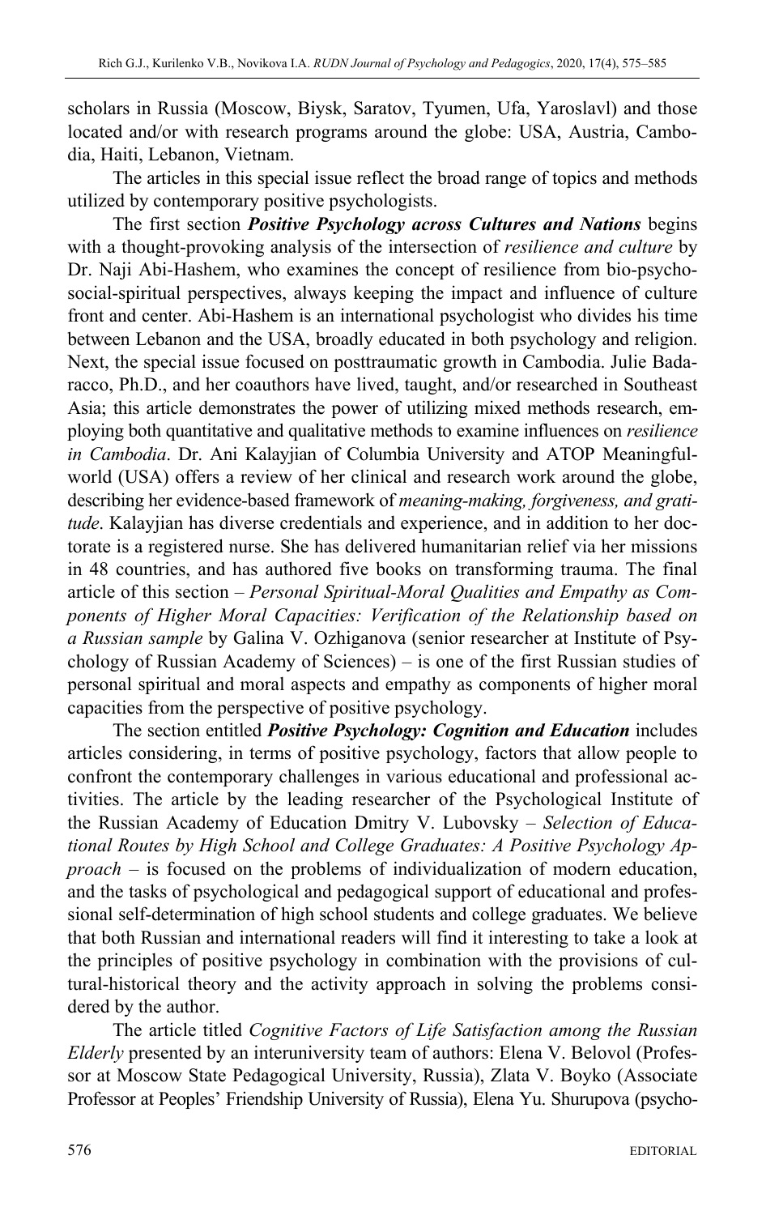scholars in Russia (Moscow, Biysk, Saratov, Tyumen, Ufa, Yaroslavl) and those located and/or with research programs around the globe: USA, Austria, Cambodia, Haiti, Lebanon, Vietnam.

The articles in this special issue reflect the broad range of topics and methods utilized by contemporary positive psychologists.

The first section ***Positive Psychology across Cultures and Nations*** begins with a thought-provoking analysis of the intersection of *resilience and culture* by Dr. Naji Abi-Hashem, who examines the concept of resilience from bio-psycho-social-spiritual perspectives, always keeping the impact and influence of culture front and center. Abi-Hashem is an international psychologist who divides his time between Lebanon and the USA, broadly educated in both psychology and religion. Next, the special issue focused on posttraumatic growth in Cambodia. Julie Badaracco, Ph.D., and her coauthors have lived, taught, and/or researched in Southeast Asia; this article demonstrates the power of utilizing mixed methods research, employing both quantitative and qualitative methods to examine influences on *resilience in Cambodia*. Dr. Ani Kalayjian of Columbia University and ATOP Meaningfulworld (USA) offers a review of her clinical and research work around the globe, describing her evidence-based framework of *meaning-making, forgiveness, and gratitude*. Kalayjian has diverse credentials and experience, and in addition to her doctorate is a registered nurse. She has delivered humanitarian relief via her missions in 48 countries, and has authored five books on transforming trauma. The final article of this section – *Personal Spiritual-Moral Qualities and Empathy as Components of Higher Moral Capacities: Verification of the Relationship based on a Russian sample* by Galina V. Ozhiganova (senior researcher at Institute of Psychology of Russian Academy of Sciences) – is one of the first Russian studies of personal spiritual and moral aspects and empathy as components of higher moral capacities from the perspective of positive psychology.

The section entitled ***Positive Psychology: Cognition and Education*** includes articles considering, in terms of positive psychology, factors that allow people to confront the contemporary challenges in various educational and professional activities. The article by the leading researcher of the Psychological Institute of the Russian Academy of Education Dmitry V. Lubovsky – *Selection of Educational Routes by High School and College Graduates: A Positive Psychology Approach* – is focused on the problems of individualization of modern education, and the tasks of psychological and pedagogical support of educational and professional self-determination of high school students and college graduates. We believe that both Russian and international readers will find it interesting to take a look at the principles of positive psychology in combination with the provisions of cultural-historical theory and the activity approach in solving the problems considered by the author.

The article titled *Cognitive Factors of Life Satisfaction among the Russian Elderly* presented by an interuniversity team of authors: Elena V. Belovol (Professor at Moscow State Pedagogical University, Russia), Zlata V. Boyko (Associate Professor at Peoples' Friendship University of Russia), Elena Yu. Shurupova (psycho-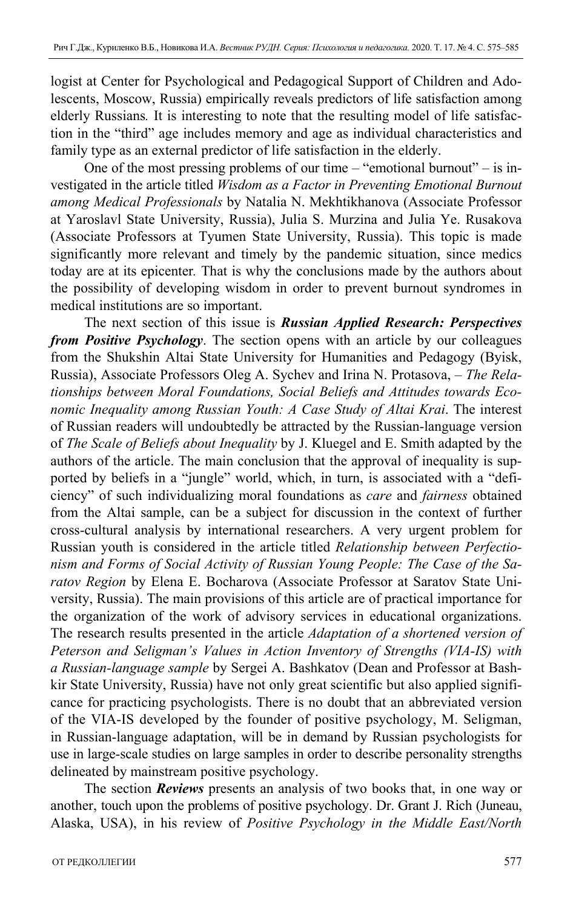logist at Center for Psychological and Pedagogical Support of Children and Adolescents, Moscow, Russia) empirically reveals predictors of life satisfaction among elderly Russians. It is interesting to note that the resulting model of life satisfaction in the "third" age includes memory and age as individual characteristics and family type as an external predictor of life satisfaction in the elderly.

One of the most pressing problems of our time – "emotional burnout" – is investigated in the article titled *Wisdom as a Factor in Preventing Emotional Burnout among Medical Professionals* by Natalia N. Mekhtikhanova (Associate Professor at Yaroslavl State University, Russia), Julia S. Murzina and Julia Ye. Rusakova (Associate Professors at Tyumen State University, Russia). This topic is made significantly more relevant and timely by the pandemic situation, since medics today are at its epicenter. That is why the conclusions made by the authors about the possibility of developing wisdom in order to prevent burnout syndromes in medical institutions are so important.

The next section of this issue is ***Russian Applied Research: Perspectives from Positive Psychology***. The section opens with an article by our colleagues from the Shukshin Altai State University for Humanities and Pedagogy (Byisk, Russia), Associate Professors Oleg A. Sychev and Irina N. Protasova, – *The Relationships between Moral Foundations, Social Beliefs and Attitudes towards Economic Inequality among Russian Youth: A Case Study of Altai Krai*. The interest of Russian readers will undoubtedly be attracted by the Russian-language version of *The Scale of Beliefs about Inequality* by J. Kluegel and E. Smith adapted by the authors of the article. The main conclusion that the approval of inequality is supported by beliefs in a "jungle" world, which, in turn, is associated with a "deficiency" of such individualizing moral foundations as *care* and *fairness* obtained from the Altai sample, can be a subject for discussion in the context of further cross-cultural analysis by international researchers. A very urgent problem for Russian youth is considered in the article titled *Relationship between Perfectionism and Forms of Social Activity of Russian Young People: The Case of the Saratov Region* by Elena E. Bocharova (Associate Professor at Saratov State University, Russia). The main provisions of this article are of practical importance for the organization of the work of advisory services in educational organizations. The research results presented in the article *Adaptation of a shortened version of Peterson and Seligman's Values in Action Inventory of Strengths (VIA-IS) with a Russian-language sample* by Sergei A. Bashkatov (Dean and Professor at Bashkir State University, Russia) have not only great scientific but also applied significance for practicing psychologists. There is no doubt that an abbreviated version of the VIA-IS developed by the founder of positive psychology, M. Seligman, in Russian-language adaptation, will be in demand by Russian psychologists for use in large-scale studies on large samples in order to describe personality strengths delineated by mainstream positive psychology.

The section ***Reviews*** presents an analysis of two books that, in one way or another, touch upon the problems of positive psychology. Dr. Grant J. Rich (Juneau, Alaska, USA), in his review of *Positive Psychology in the Middle East/North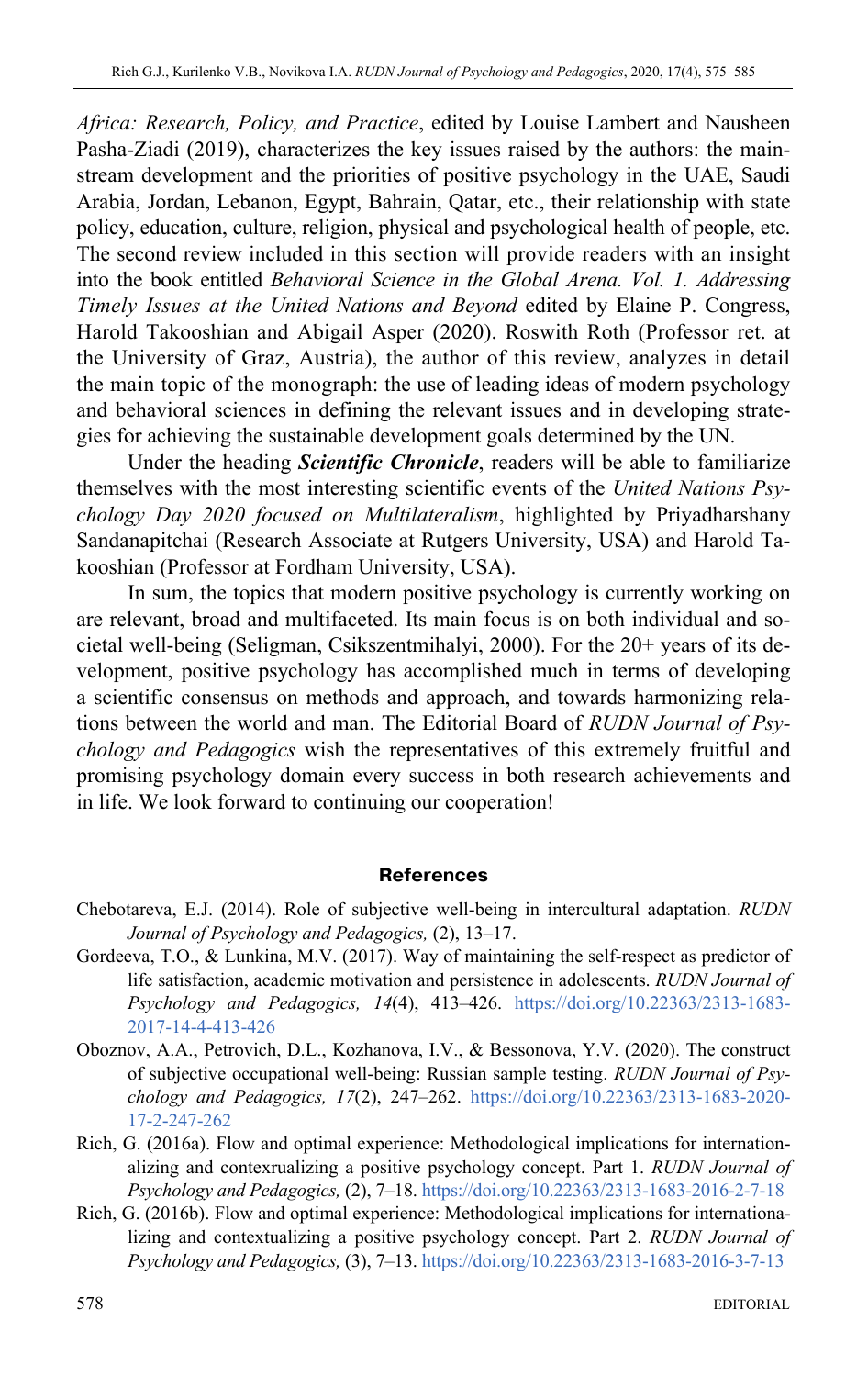*Africa: Research, Policy, and Practice*, edited by Louise Lambert and Nausheen Pasha-Ziadi (2019), characterizes the key issues raised by the authors: the mainstream development and the priorities of positive psychology in the UAE, Saudi Arabia, Jordan, Lebanon, Egypt, Bahrain, Qatar, etc., their relationship with state policy, education, culture, religion, physical and psychological health of people, etc. The second review included in this section will provide readers with an insight into the book entitled *Behavioral Science in the Global Arena. Vol. 1. Addressing Timely Issues at the United Nations and Beyond* edited by Elaine P. Congress, Harold Takooshian and Abigail Asper (2020). Roswith Roth (Professor ret. at the University of Graz, Austria), the author of this review, analyzes in detail the main topic of the monograph: the use of leading ideas of modern psychology and behavioral sciences in defining the relevant issues and in developing strategies for achieving the sustainable development goals determined by the UN.

Under the heading ***Scientific Chronicle***, readers will be able to familiarize themselves with the most interesting scientific events of the *United Nations Psychology Day 2020 focused on Multilateralism*, highlighted by Priyadharshany Sandanapitchai (Research Associate at Rutgers University, USA) and Harold Takooshian (Professor at Fordham University, USA).

In sum, the topics that modern positive psychology is currently working on are relevant, broad and multifaceted. Its main focus is on both individual and societal well-being (Seligman, Csikszentmihalyi, 2000). For the 20+ years of its development, positive psychology has accomplished much in terms of developing a scientific consensus on methods and approach, and towards harmonizing relations between the world and man. The Editorial Board of *RUDN Journal of Psychology and Pedagogics* wish the representatives of this extremely fruitful and promising psychology domain every success in both research achievements and in life. We look forward to continuing our cooperation!

## References

Chebotareva, E.J. (2014). Role of subjective well-being in intercultural adaptation. *RUDN Journal of Psychology and Pedagogics,* (2), 13–17.

Gordeeva, T.O., & Lunkina, M.V. (2017). Way of maintaining the self-respect as predictor of life satisfaction, academic motivation and persistence in adolescents. *RUDN Journal of Psychology and Pedagogics, 14*(4), 413–426. https://doi.org/10.22363/2313-1683-2017-14-4-413-426

Oboznov, A.A., Petrovich, D.L., Kozhanova, I.V., & Bessonova, Y.V. (2020). The construct of subjective occupational well-being: Russian sample testing. *RUDN Journal of Psychology and Pedagogics, 17*(2), 247–262. https://doi.org/10.22363/2313-1683-2020-17-2-247-262

Rich, G. (2016a). Flow and optimal experience: Methodological implications for internationalizing and contexrualizing a positive psychology concept. Part 1. *RUDN Journal of Psychology and Pedagogics,* (2), 7–18. https://doi.org/10.22363/2313-1683-2016-2-7-18

Rich, G. (2016b). Flow and optimal experience: Methodological implications for internationalizing and contextualizing a positive psychology concept. Part 2. *RUDN Journal of Psychology and Pedagogics,* (3), 7–13. https://doi.org/10.22363/2313-1683-2016-3-7-13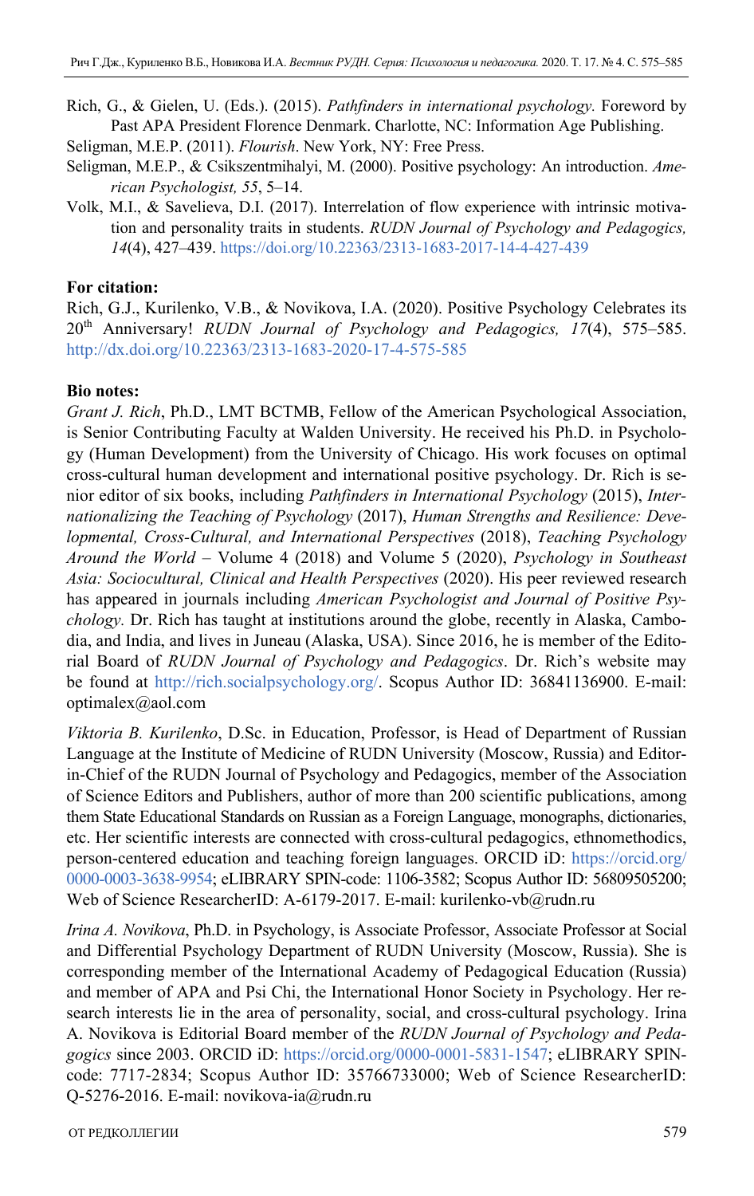Rich, G., & Gielen, U. (Eds.). (2015). *Pathfinders in international psychology.* Foreword by Past APA President Florence Denmark. Charlotte, NC: Information Age Publishing.

Seligman, M.E.P. (2011). *Flourish*. New York, NY: Free Press.

Seligman, M.E.P., & Csikszentmihalyi, M. (2000). Positive psychology: An introduction. *American Psychologist, 55*, 5–14.

Volk, M.I., & Savelieva, D.I. (2017). Interrelation of flow experience with intrinsic motivation and personality traits in students. *RUDN Journal of Psychology and Pedagogics, 14*(4), 427–439. https://doi.org/10.22363/2313-1683-2017-14-4-427-439

**For citation:**

Rich, G.J., Kurilenko, V.B., & Novikova, I.A. (2020). Positive Psychology Celebrates its 20th Anniversary! *RUDN Journal of Psychology and Pedagogics, 17*(4), 575–585. http://dx.doi.org/10.22363/2313-1683-2020-17-4-575-585

**Bio notes:**

*Grant J. Rich*, Ph.D., LMT BCTMB, Fellow of the American Psychological Association, is Senior Contributing Faculty at Walden University. He received his Ph.D. in Psychology (Human Development) from the University of Chicago. His work focuses on optimal cross-cultural human development and international positive psychology. Dr. Rich is senior editor of six books, including *Pathfinders in International Psychology* (2015), *Internationalizing the Teaching of Psychology* (2017), *Human Strengths and Resilience: Developmental, Cross-Cultural, and International Perspectives* (2018), *Teaching Psychology Around the World* – Volume 4 (2018) and Volume 5 (2020), *Psychology in Southeast Asia: Sociocultural, Clinical and Health Perspectives* (2020). His peer reviewed research has appeared in journals including *American Psychologist and Journal of Positive Psychology.* Dr. Rich has taught at institutions around the globe, recently in Alaska, Cambodia, and India, and lives in Juneau (Alaska, USA). Since 2016, he is member of the Editorial Board of *RUDN Journal of Psychology and Pedagogics*. Dr. Rich's website may be found at http://rich.socialpsychology.org/. Scopus Author ID: 36841136900. E-mail: optimalex@aol.com

*Viktoria B. Kurilenko*, D.Sc. in Education, Professor, is Head of Department of Russian Language at the Institute of Medicine of RUDN University (Moscow, Russia) and Editor-in-Chief of the RUDN Journal of Psychology and Pedagogics, member of the Association of Science Editors and Publishers, author of more than 200 scientific publications, among them State Educational Standards on Russian as a Foreign Language, monographs, dictionaries, etc. Her scientific interests are connected with cross-cultural pedagogics, ethnomethodics, person-centered education and teaching foreign languages. ORCID iD: https://orcid.org/0000-0003-3638-9954; eLIBRARY SPIN-code: 1106-3582; Scopus Author ID: 56809505200; Web of Science ResearcherID: A-6179-2017. E-mail: kurilenko-vb@rudn.ru

*Irina A. Novikova*, Ph.D. in Psychology, is Associate Professor, Associate Professor at Social and Differential Psychology Department of RUDN University (Moscow, Russia). She is corresponding member of the International Academy of Pedagogical Education (Russia) and member of APA and Psi Chi, the International Honor Society in Psychology. Her research interests lie in the area of personality, social, and cross-cultural psychology. Irina A. Novikova is Editorial Board member of the *RUDN Journal of Psychology and Pedagogics* since 2003. ORCID iD: https://orcid.org/0000-0001-5831-1547; eLIBRARY SPIN-code: 7717-2834; Scopus Author ID: 35766733000; Web of Science ResearcherID: Q-5276-2016. E-mail: novikova-ia@rudn.ru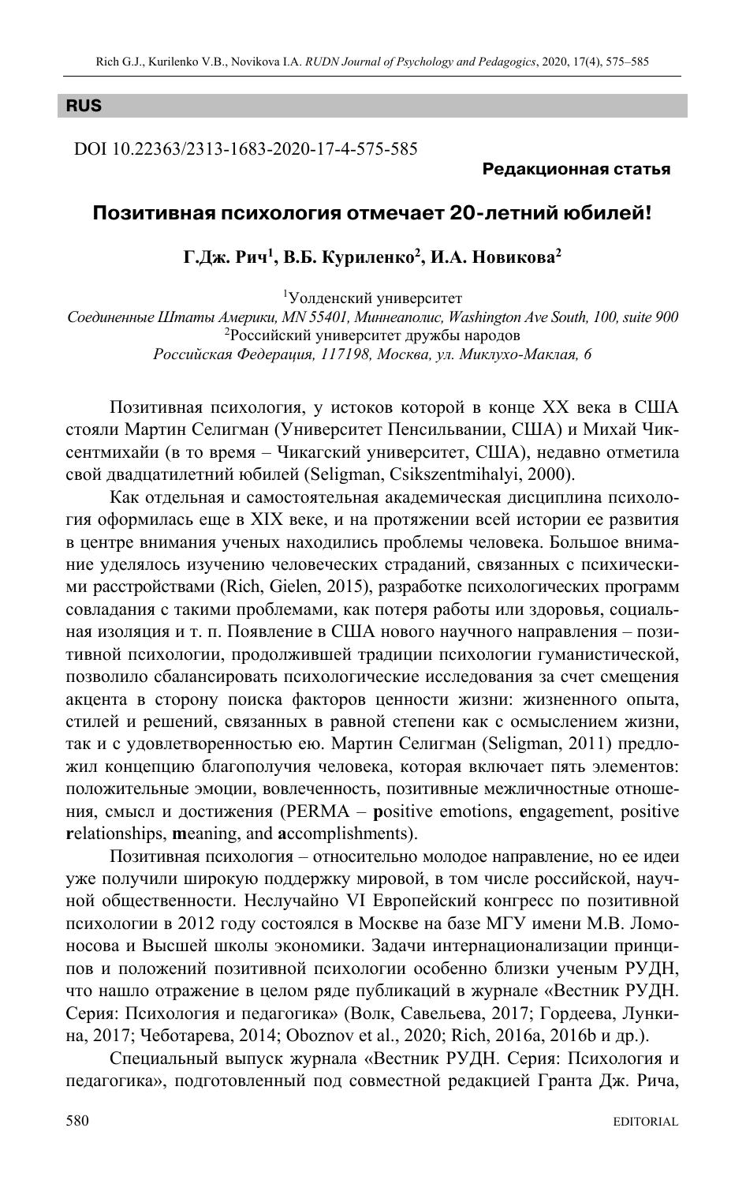**RUS**

DOI 10.22363/2313-1683-2020-17-4-575-585

**Редакционная статья**

# Позитивная психология отмечает 20-летний юбилей!

**Г.Дж. Рич[1], В.Б. Куриленко[2], И.А. Новикова[2]**

[1]Уолденский университет
*Соединенные Штаты Америки, MN 55401, Миннеаполис, Washington Ave South, 100, suite 900*
[2]Российский университет дружбы народов
*Российская Федерация, 117198, Москва, ул. Миклухо-Маклая, 6*

Позитивная психология, у истоков которой в конце XX века в США стояли Мартин Селигман (Университет Пенсильвании, США) и Михай Чиксентмихайи (в то время – Чикагский университет, США), недавно отметила свой двадцатилетний юбилей (Seligman, Csikszentmihalyi, 2000).

Как отдельная и самостоятельная академическая дисциплина психология оформилась еще в XIX веке, и на протяжении всей истории ее развития в центре внимания ученых находились проблемы человека. Большое внимание уделялось изучению человеческих страданий, связанных с психическими расстройствами (Rich, Gielen, 2015), разработке психологических программ совладания с такими проблемами, как потеря работы или здоровья, социальная изоляция и т. п. Появление в США нового научного направления – позитивной психологии, продолжившей традиции психологии гуманистической, позволило сбалансировать психологические исследования за счет смещения акцента в сторону поиска факторов ценности жизни: жизненного опыта, стилей и решений, связанных в равной степени как с осмыслением жизни, так и с удовлетворенностью ею. Мартин Селигман (Seligman, 2011) предложил концепцию благополучия человека, которая включает пять элементов: положительные эмоции, вовлеченность, позитивные межличностные отношения, смысл и достижения (PERMA – **p**ositive emotions, **e**ngagement, positive **r**elationships, **m**eaning, and **a**ccomplishments).

Позитивная психология – относительно молодое направление, но ее идеи уже получили широкую поддержку мировой, в том числе российской, научной общественности. Неслучайно VI Европейский конгресс по позитивной психологии в 2012 году состоялся в Москве на базе МГУ имени М.В. Ломоносова и Высшей школы экономики. Задачи интернационализации принципов и положений позитивной психологии особенно близки ученым РУДН, что нашло отражение в целом ряде публикаций в журнале «Вестник РУДН. Серия: Психология и педагогика» (Волк, Савельева, 2017; Гордеева, Лункина, 2017; Чеботарева, 2014; Oboznov et al., 2020; Rich, 2016a, 2016b и др.).

Специальный выпуск журнала «Вестник РУДН. Серия: Психология и педагогика», подготовленный под совместной редакцией Гранта Дж. Рича,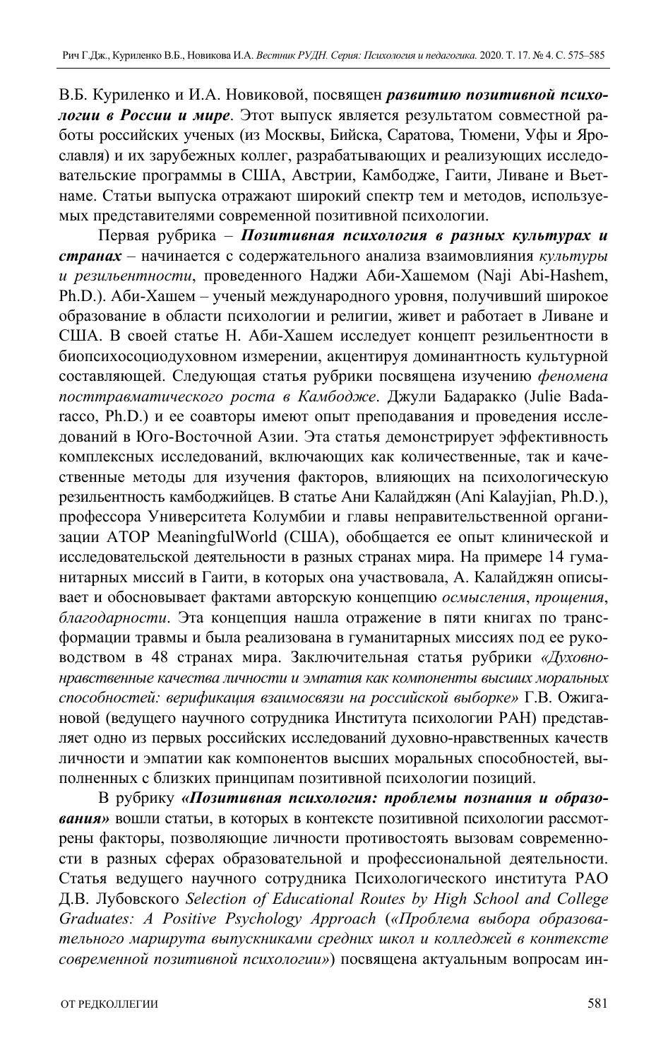В.Б. Куриленко и И.А. Новиковой, посвящен ***развитию позитивной психологии в России и мире***. Этот выпуск является результатом совместной работы российских ученых (из Москвы, Бийска, Саратова, Тюмени, Уфы и Ярославля) и их зарубежных коллег, разрабатывающих и реализующих исследовательские программы в США, Австрии, Камбодже, Гаити, Ливане и Вьетнаме. Статьи выпуска отражают широкий спектр тем и методов, используемых представителями современной позитивной психологии.

Первая рубрика – ***Позитивная психология в разных культурах и странах*** – начинается с содержательного анализа взаимовлияния *культуры и резильентности*, проведенного Наджи Аби-Хашемом (Naji Abi-Hashem, Ph.D.). Аби-Хашем – ученый международного уровня, получивший широкое образование в области психологии и религии, живет и работает в Ливане и США. В своей статье Н. Аби-Хашем исследует концепт резильентности в биопсихосоциодуховном измерении, акцентируя доминантность культурной составляющей. Следующая статья рубрики посвящена изучению *феномена посттравматического роста в Камбодже*. Джули Бадаракко (Julie Badaracco, Ph.D.) и ее соавторы имеют опыт преподавания и проведения исследований в Юго-Восточной Азии. Эта статья демонстрирует эффективность комплексных исследований, включающих как количественные, так и качественные методы для изучения факторов, влияющих на психологическую резильентность камбоджийцев. В статье Ани Калайджян (Ani Kalayjian, Ph.D.), профессора Университета Колумбии и главы неправительственной организации ATOP MeaningfulWorld (США), обобщается ее опыт клинической и исследовательской деятельности в разных странах мира. На примере 14 гуманитарных миссий в Гаити, в которых она участвовала, А. Калайджян описывает и обосновывает фактами авторскую концепцию *осмысления*, *прощения*, *благодарности*. Эта концепция нашла отражение в пяти книгах по трансформации травмы и была реализована в гуманитарных миссиях под ее руководством в 48 странах мира. Заключительная статья рубрики *«Духовно-нравственные качества личности и эмпатия как компоненты высших моральных способностей: верификация взаимосвязи на российской выборке»* Г.В. Ожигановой (ведущего научного сотрудника Института психологии РАН) представляет одно из первых российских исследований духовно-нравственных качеств личности и эмпатии как компонентов высших моральных способностей, выполненных с близких принципам позитивной психологии позиций.

В рубрику ***«Позитивная психология: проблемы познания и образования»*** вошли статьи, в которых в контексте позитивной психологии рассмотрены факторы, позволяющие личности противостоять вызовам современности в разных сферах образовательной и профессиональной деятельности. Статья ведущего научного сотрудника Психологического института РАО Д.В. Лубовского *Selection of Educational Routes by High School and College Graduates: A Positive Psychology Approach* (*«Проблема выбора образовательного маршрута выпускниками средних школ и колледжей в контексте современной позитивной психологии»*) посвящена актуальным вопросам ин-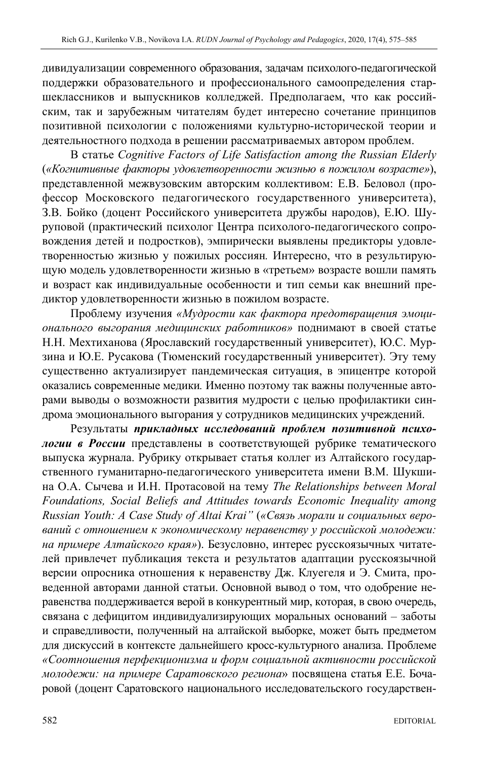дивидуализации современного образования, задачам психолого-педагогической поддержки образовательного и профессионального самоопределения старшеклассников и выпускников колледжей. Предполагаем, что как российским, так и зарубежным читателям будет интересно сочетание принципов позитивной психологии с положениями культурно-исторической теории и деятельностного подхода в решении рассматриваемых автором проблем.

В статье *Cognitive Factors of Life Satisfaction among the Russian Elderly* (*«Когнитивные факторы удовлетворенности жизнью в пожилом возрасте»*), представленной межвузовским авторским коллективом: Е.В. Беловол (профессор Московского педагогического государственного университета), З.В. Бойко (доцент Российского университета дружбы народов), Е.Ю. Шуруповой (практический психолог Центра психолого-педагогического сопровождения детей и подростков), эмпирически выявлены предикторы удовлетворенностью жизнью у пожилых россиян. Интересно, что в результирующую модель удовлетворенности жизнью в «третьем» возрасте вошли память и возраст как индивидуальные особенности и тип семьи как внешний предиктор удовлетворенности жизнью в пожилом возрасте.

Проблему изучения *«Мудрости как фактора предотвращения эмоционального выгорания медицинских работников»* поднимают в своей статье Н.Н. Мехтиханова (Ярославский государственный университет), Ю.С. Мурзина и Ю.Е. Русакова (Тюменский государственный университет). Эту тему существенно актуализирует пандемическая ситуация, в эпицентре которой оказались современные медики. Именно поэтому так важны полученные авторами выводы о возможности развития мудрости с целью профилактики синдрома эмоционального выгорания у сотрудников медицинских учреждений.

Результаты ***прикладных исследований проблем позитивной психологии в России*** представлены в соответствующей рубрике тематического выпуска журнала. Рубрику открывает статья коллег из Алтайского государственного гуманитарно-педагогического университета имени В.М. Шукшина О.А. Сычева и И.Н. Протасовой на тему *The Relationships between Moral Foundations, Social Beliefs and Attitudes towards Economic Inequality among Russian Youth: A Case Study of Altai Krai"* (*«Связь морали и социальных верований с отношением к экономическому неравенству у российской молодежи: на примере Алтайского края»*). Безусловно, интерес русскоязычных читателей привлечет публикация текста и результатов адаптации русскоязычной версии опросника отношения к неравенству Дж. Клуегеля и Э. Смита, проведенной авторами данной статьи. Основной вывод о том, что одобрение неравенства поддерживается верой в конкурентный мир, которая, в свою очередь, связана с дефицитом индивидуализирующих моральных оснований – заботы и справедливости, полученный на алтайской выборке, может быть предметом для дискуссий в контексте дальнейшего кросс-культурного анализа. Проблеме *«Соотношения перфекционизма и форм социальной активности российской молодежи: на примере Саратовского региона*» посвящена статья Е.Е. Бочаровой (доцент Саратовского национального исследовательского государствен-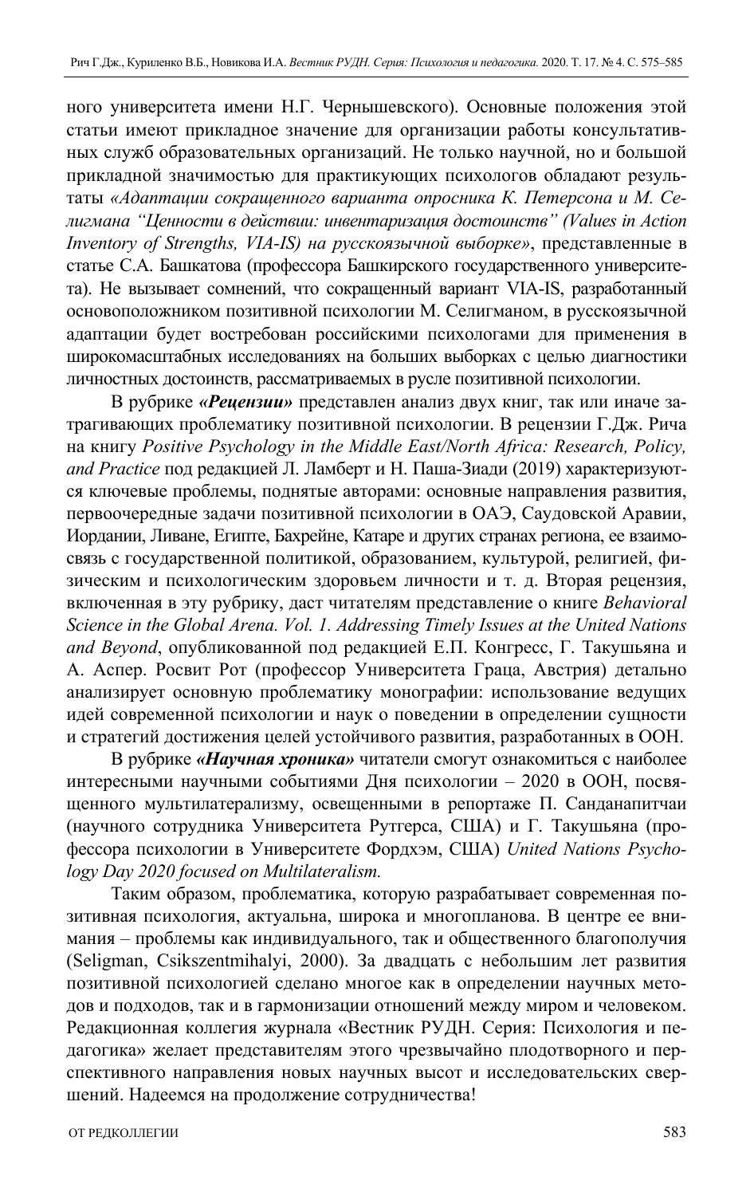ного университета имени Н.Г. Чернышевского). Основные положения этой статьи имеют прикладное значение для организации работы консультативных служб образовательных организаций. Не только научной, но и большой прикладной значимостью для практикующих психологов обладают результаты *«Адаптации сокращенного варианта опросника К. Петерсона и М. Селигмана "Ценности в действии: инвентаризация достоинств" (Values in Action Inventory of Strengths, VIA-IS) на русскоязычной выборке»*, представленные в статье С.А. Башкатова (профессора Башкирского государственного университета). Не вызывает сомнений, что сокращенный вариант VIA-IS, разработанный основоположником позитивной психологии М. Селигманом, в русскоязычной адаптации будет востребован российскими психологами для применения в широкомасштабных исследованиях на больших выборках с целью диагностики личностных достоинств, рассматриваемых в русле позитивной психологии.

В рубрике ***«Рецензии»*** представлен анализ двух книг, так или иначе затрагивающих проблематику позитивной психологии. В рецензии Г.Дж. Рича на книгу *Positive Psychology in the Middle East/North Africa: Research, Policy, and Practice* под редакцией Л. Ламберт и Н. Паша-Зиади (2019) характеризуются ключевые проблемы, поднятые авторами: основные направления развития, первоочередные задачи позитивной психологии в ОАЭ, Саудовской Аравии, Иордании, Ливане, Египте, Бахрейне, Катаре и других странах региона, ее взаимосвязь с государственной политикой, образованием, культурой, религией, физическим и психологическим здоровьем личности и т. д. Вторая рецензия, включенная в эту рубрику, даст читателям представление о книге *Behavioral Science in the Global Arena. Vol. 1. Addressing Timely Issues at the United Nations and Beyond*, опубликованной под редакцией Е.П. Конгресс, Г. Такушьяна и А. Аспер. Росвит Рот (профессор Университета Граца, Австрия) детально анализирует основную проблематику монографии: использование ведущих идей современной психологии и наук о поведении в определении сущности и стратегий достижения целей устойчивого развития, разработанных в ООН.

В рубрике ***«Научная хроника»*** читатели смогут ознакомиться с наиболее интересными научными событиями Дня психологии – 2020 в ООН, посвященного мультилатерализму, освещенными в репортаже П. Санданапитчаи (научного сотрудника Университета Рутгерса, США) и Г. Такушьяна (профессора психологии в Университете Фордхэм, США) *United Nations Psychology Day 2020 focused on Multilateralism.*

Таким образом, проблематика, которую разрабатывает современная позитивная психология, актуальна, широка и многопланова. В центре ее внимания – проблемы как индивидуального, так и общественного благополучия (Seligman, Csikszentmihalyi, 2000). За двадцать с небольшим лет развития позитивной психологией сделано многое как в определении научных методов и подходов, так и в гармонизации отношений между миром и человеком. Редакционная коллегия журнала «Вестник РУДН. Серия: Психология и педагогика» желает представителям этого чрезвычайно плодотворного и перспективного направления новых научных высот и исследовательских свершений. Надеемся на продолжение сотрудничества!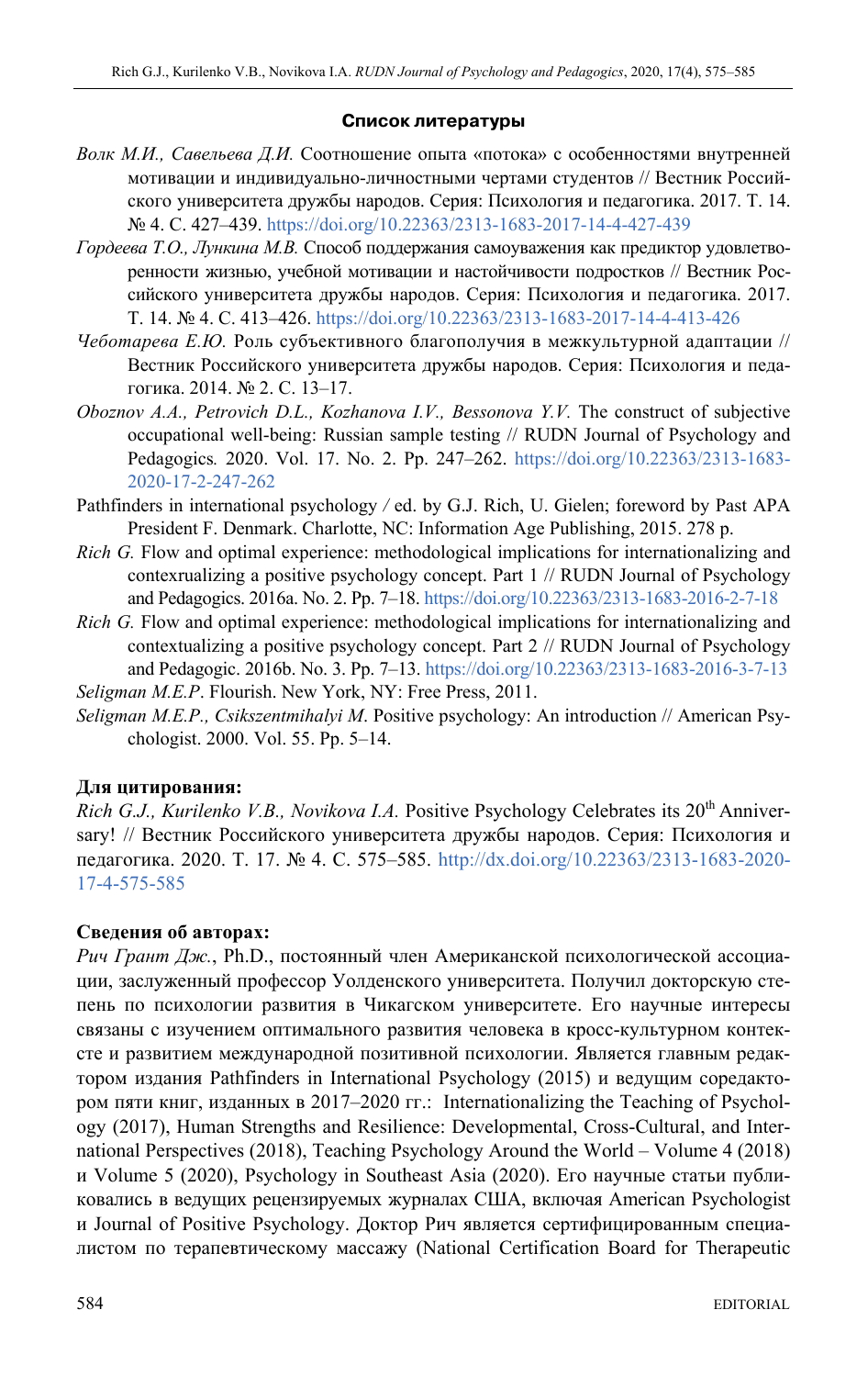**Список литературы**

*Волк М.И., Савельева Д.И.* Соотношение опыта «потока» с особенностями внутренней мотивации и индивидуально-личностными чертами студентов // Вестник Российского университета дружбы народов. Серия: Психология и педагогика. 2017. Т. 14. № 4. С. 427–439. https://doi.org/10.22363/2313-1683-2017-14-4-427-439

*Гордеева Т.О., Лункина М.В.* Способ поддержания самоуважения как предиктор удовлетворенности жизнью, учебной мотивации и настойчивости подростков // Вестник Российского университета дружбы народов. Серия: Психология и педагогика. 2017. Т. 14. № 4. С. 413–426. https://doi.org/10.22363/2313-1683-2017-14-4-413-426

*Чеботарева Е.Ю.* Роль субъективного благополучия в межкультурной адаптации // Вестник Российского университета дружбы народов. Серия: Психология и педагогика. 2014. № 2. С. 13–17.

*Oboznov A.A., Petrovich D.L., Kozhanova I.V., Bessonova Y.V.* The construct of subjective occupational well-being: Russian sample testing // RUDN Journal of Psychology and Pedagogics. 2020. Vol. 17. No. 2. Pp. 247–262. https://doi.org/10.22363/2313-1683-2020-17-2-247-262

Pathfinders in international psychology / ed. by G.J. Rich, U. Gielen; foreword by Past APA President F. Denmark. Charlotte, NC: Information Age Publishing, 2015. 278 p.

*Rich G.* Flow and optimal experience: methodological implications for internationalizing and contexrualizing a positive psychology concept. Part 1 // RUDN Journal of Psychology and Pedagogics. 2016a. No. 2. Pp. 7–18. https://doi.org/10.22363/2313-1683-2016-2-7-18

*Rich G.* Flow and optimal experience: methodological implications for internationalizing and contextualizing a positive psychology concept. Part 2 // RUDN Journal of Psychology and Pedagogic. 2016b. No. 3. Pp. 7–13. https://doi.org/10.22363/2313-1683-2016-3-7-13

*Seligman M.E.P.* Flourish. New York, NY: Free Press, 2011.

*Seligman M.E.P., Csikszentmihalyi M.* Positive psychology: An introduction // American Psychologist. 2000. Vol. 55. Pp. 5–14.

**Для цитирования:**

*Rich G.J., Kurilenko V.B., Novikova I.A.* Positive Psychology Celebrates its 20th Anniversary! // Вестник Российского университета дружбы народов. Серия: Психология и педагогика. 2020. Т. 17. № 4. С. 575–585. http://dx.doi.org/10.22363/2313-1683-2020-17-4-575-585

**Сведения об авторах:**

*Рич Грант Дж.*, Ph.D., постоянный член Американской психологической ассоциации, заслуженный профессор Уолденского университета. Получил докторскую степень по психологии развития в Чикагском университете. Его научные интересы связаны с изучением оптимального развития человека в кросс-культурном контексте и развитием международной позитивной психологии. Является главным редактором издания Pathfinders in International Psychology (2015) и ведущим соредактором пяти книг, изданных в 2017–2020 гг.: Internationalizing the Teaching of Psychology (2017), Human Strengths and Resilience: Developmental, Cross-Cultural, and International Perspectives (2018), Teaching Psychology Around the World – Volume 4 (2018) и Volume 5 (2020), Psychology in Southeast Asia (2020). Его научные статьи публиковались в ведущих рецензируемых журналах США, включая American Psychologist и Journal of Positive Psychology. Доктор Рич является сертифицированным специалистом по терапевтическому массажу (National Certification Board for Therapeutic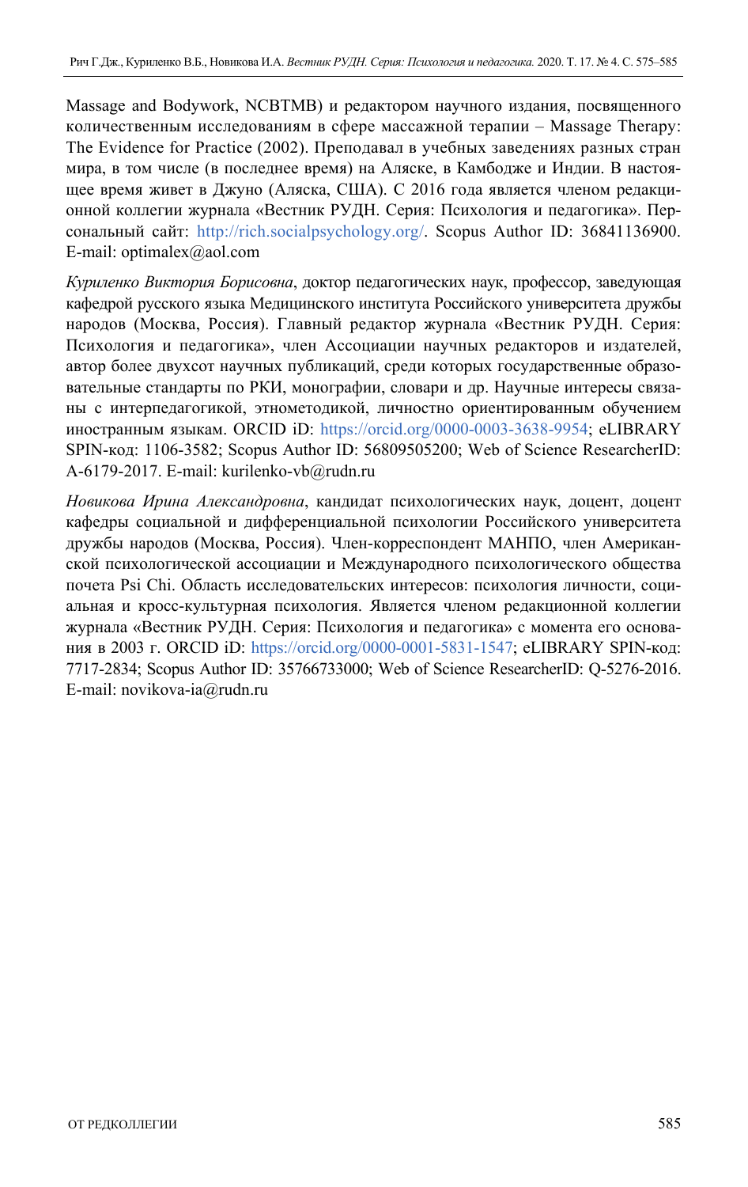Massage and Bodywork, NCBTMB) и редактором научного издания, посвященного количественным исследованиям в сфере массажной терапии – Massage Therapy: The Evidence for Practice (2002). Преподавал в учебных заведениях разных стран мира, в том числе (в последнее время) на Аляске, в Камбодже и Индии. В настоящее время живет в Джуно (Аляска, США). С 2016 года является членом редакционной коллегии журнала «Вестник РУДН. Серия: Психология и педагогика». Персональный сайт: http://rich.socialpsychology.org/. Scopus Author ID: 36841136900. E-mail: optimalex@aol.com

*Куриленко Виктория Борисовна*, доктор педагогических наук, профессор, заведующая кафедрой русского языка Медицинского института Российского университета дружбы народов (Москва, Россия). Главный редактор журнала «Вестник РУДН. Серия: Психология и педагогика», член Ассоциации научных редакторов и издателей, автор более двухсот научных публикаций, среди которых государственные образовательные стандарты по РКИ, монографии, словари и др. Научные интересы связаны с интерпедагогикой, этнометодикой, личностно ориентированным обучением иностранным языкам. ORCID iD: https://orcid.org/0000-0003-3638-9954; eLIBRARY SPIN-код: 1106-3582; Scopus Author ID: 56809505200; Web of Science ResearcherID: A-6179-2017. E-mail: kurilenko-vb@rudn.ru

*Новикова Ирина Александровна*, кандидат психологических наук, доцент, доцент кафедры социальной и дифференциальной психологии Российского университета дружбы народов (Москва, Россия). Член-корреспондент МАНПО, член Американской психологической ассоциации и Международного психологического общества почета Psi Chi. Область исследовательских интересов: психология личности, социальная и кросс-культурная психология. Является членом редакционной коллегии журнала «Вестник РУДН. Серия: Психология и педагогика» с момента его основания в 2003 г. ORCID iD: https://orcid.org/0000-0001-5831-1547; eLIBRARY SPIN-код: 7717-2834; Scopus Author ID: 35766733000; Web of Science ResearcherID: Q-5276-2016. E-mail: novikova-ia@rudn.ru